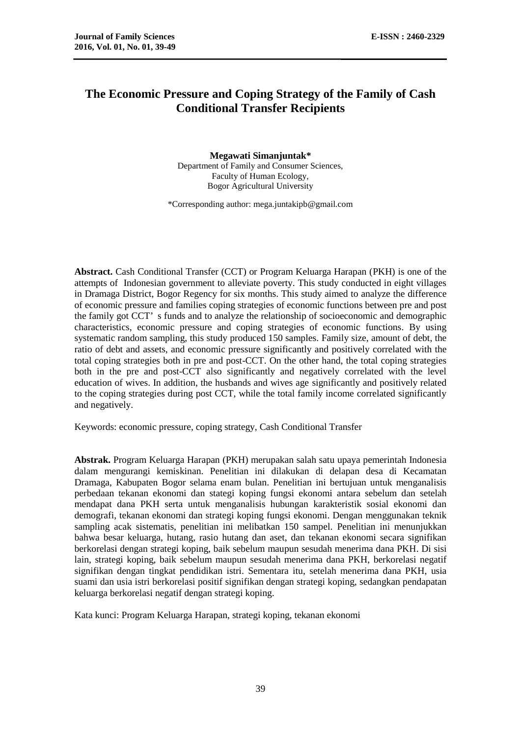# The Economic Pressure and Coping Strategy of the Family of Cash Conditional Transfer Recipients

**Megawati Simanjuntak***
Department of Family and Consumer Sciences,
Faculty of Human Ecology,
Bogor Agricultural University

*Corresponding author: mega.juntakipb@gmail.com

**Abstract.** Cash Conditional Transfer (CCT) or Program Keluarga Harapan (PKH) is one of the attempts of Indonesian government to alleviate poverty. This study conducted in eight villages in Dramaga District, Bogor Regency for six months. This study aimed to analyze the difference of economic pressure and families coping strategies of economic functions between pre and post the family got CCT' s funds and to analyze the relationship of socioeconomic and demographic characteristics, economic pressure and coping strategies of economic functions. By using systematic random sampling, this study produced 150 samples. Family size, amount of debt, the ratio of debt and assets, and economic pressure significantly and positively correlated with the total coping strategies both in pre and post-CCT. On the other hand, the total coping strategies both in the pre and post-CCT also significantly and negatively correlated with the level education of wives. In addition, the husbands and wives age significantly and positively related to the coping strategies during post CCT, while the total family income correlated significantly and negatively.

Keywords: economic pressure, coping strategy, Cash Conditional Transfer

**Abstrak.** Program Keluarga Harapan (PKH) merupakan salah satu upaya pemerintah Indonesia dalam mengurangi kemiskinan. Penelitian ini dilakukan di delapan desa di Kecamatan Dramaga, Kabupaten Bogor selama enam bulan. Penelitian ini bertujuan untuk menganalisis perbedaan tekanan ekonomi dan stategi koping fungsi ekonomi antara sebelum dan setelah mendapat dana PKH serta untuk menganalisis hubungan karakteristik sosial ekonomi dan demografi, tekanan ekonomi dan strategi koping fungsi ekonomi. Dengan menggunakan teknik sampling acak sistematis, penelitian ini melibatkan 150 sampel. Penelitian ini menunjukkan bahwa besar keluarga, hutang, rasio hutang dan aset, dan tekanan ekonomi secara signifikan berkorelasi dengan strategi koping, baik sebelum maupun sesudah menerima dana PKH. Di sisi lain, strategi koping, baik sebelum maupun sesudah menerima dana PKH, berkorelasi negatif signifikan dengan tingkat pendidikan istri. Sementara itu, setelah menerima dana PKH, usia suami dan usia istri berkorelasi positif signifikan dengan strategi koping, sedangkan pendapatan keluarga berkorelasi negatif dengan strategi koping.

Kata kunci: Program Keluarga Harapan, strategi koping, tekanan ekonomi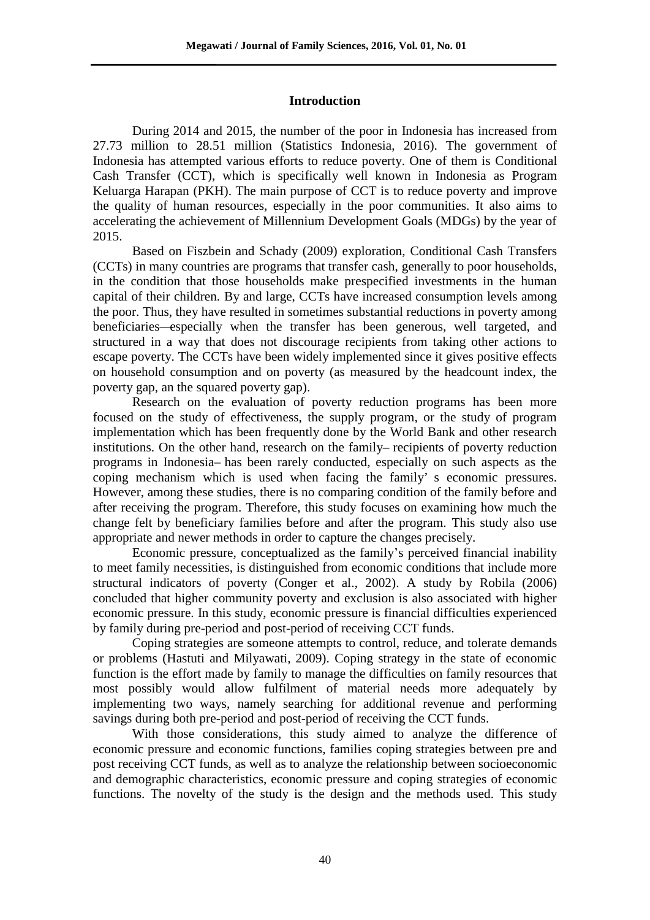## Introduction

During 2014 and 2015, the number of the poor in Indonesia has increased from 27.73 million to 28.51 million (Statistics Indonesia, 2016). The government of Indonesia has attempted various efforts to reduce poverty. One of them is Conditional Cash Transfer (CCT), which is specifically well known in Indonesia as Program Keluarga Harapan (PKH). The main purpose of CCT is to reduce poverty and improve the quality of human resources, especially in the poor communities. It also aims to accelerating the achievement of Millennium Development Goals (MDGs) by the year of 2015.

Based on Fiszbein and Schady (2009) exploration, Conditional Cash Transfers (CCTs) in many countries are programs that transfer cash, generally to poor households, in the condition that those households make prespecified investments in the human capital of their children. By and large, CCTs have increased consumption levels among the poor. Thus, they have resulted in sometimes substantial reductions in poverty among beneficiaries—especially when the transfer has been generous, well targeted, and structured in a way that does not discourage recipients from taking other actions to escape poverty. The CCTs have been widely implemented since it gives positive effects on household consumption and on poverty (as measured by the headcount index, the poverty gap, an the squared poverty gap).

Research on the evaluation of poverty reduction programs has been more focused on the study of effectiveness, the supply program, or the study of program implementation which has been frequently done by the World Bank and other research institutions. On the other hand, research on the family– recipients of poverty reduction programs in Indonesia– has been rarely conducted, especially on such aspects as the coping mechanism which is used when facing the family' s economic pressures. However, among these studies, there is no comparing condition of the family before and after receiving the program. Therefore, this study focuses on examining how much the change felt by beneficiary families before and after the program. This study also use appropriate and newer methods in order to capture the changes precisely.

Economic pressure, conceptualized as the family's perceived financial inability to meet family necessities, is distinguished from economic conditions that include more structural indicators of poverty (Conger et al., 2002). A study by Robila (2006) concluded that higher community poverty and exclusion is also associated with higher economic pressure. In this study, economic pressure is financial difficulties experienced by family during pre-period and post-period of receiving CCT funds.

Coping strategies are someone attempts to control, reduce, and tolerate demands or problems (Hastuti and Milyawati, 2009). Coping strategy in the state of economic function is the effort made by family to manage the difficulties on family resources that most possibly would allow fulfilment of material needs more adequately by implementing two ways, namely searching for additional revenue and performing savings during both pre-period and post-period of receiving the CCT funds.

With those considerations, this study aimed to analyze the difference of economic pressure and economic functions, families coping strategies between pre and post receiving CCT funds, as well as to analyze the relationship between socioeconomic and demographic characteristics, economic pressure and coping strategies of economic functions. The novelty of the study is the design and the methods used. This study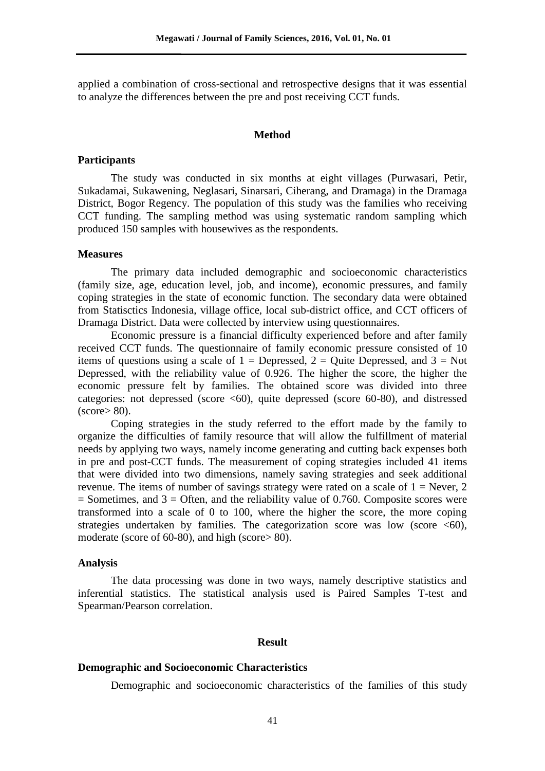applied a combination of cross-sectional and retrospective designs that it was essential to analyze the differences between the pre and post receiving CCT funds.

## Method

### Participants

The study was conducted in six months at eight villages (Purwasari, Petir, Sukadamai, Sukawening, Neglasari, Sinarsari, Ciherang, and Dramaga) in the Dramaga District, Bogor Regency. The population of this study was the families who receiving CCT funding. The sampling method was using systematic random sampling which produced 150 samples with housewives as the respondents.

### Measures

The primary data included demographic and socioeconomic characteristics (family size, age, education level, job, and income), economic pressures, and family coping strategies in the state of economic function. The secondary data were obtained from Statisctics Indonesia, village office, local sub-district office, and CCT officers of Dramaga District. Data were collected by interview using questionnaires.

Economic pressure is a financial difficulty experienced before and after family received CCT funds. The questionnaire of family economic pressure consisted of 10 items of questions using a scale of 1 = Depressed, 2 = Quite Depressed, and 3 = Not Depressed, with the reliability value of 0.926. The higher the score, the higher the economic pressure felt by families. The obtained score was divided into three categories: not depressed (score <60), quite depressed (score 60-80), and distressed (score> 80).

Coping strategies in the study referred to the effort made by the family to organize the difficulties of family resource that will allow the fulfillment of material needs by applying two ways, namely income generating and cutting back expenses both in pre and post-CCT funds. The measurement of coping strategies included 41 items that were divided into two dimensions, namely saving strategies and seek additional revenue. The items of number of savings strategy were rated on a scale of 1 = Never, 2 = Sometimes, and 3 = Often, and the reliability value of 0.760. Composite scores were transformed into a scale of 0 to 100, where the higher the score, the more coping strategies undertaken by families. The categorization score was low (score <60), moderate (score of 60-80), and high (score> 80).

### Analysis

The data processing was done in two ways, namely descriptive statistics and inferential statistics. The statistical analysis used is Paired Samples T-test and Spearman/Pearson correlation.

## Result

### Demographic and Socioeconomic Characteristics

Demographic and socioeconomic characteristics of the families of this study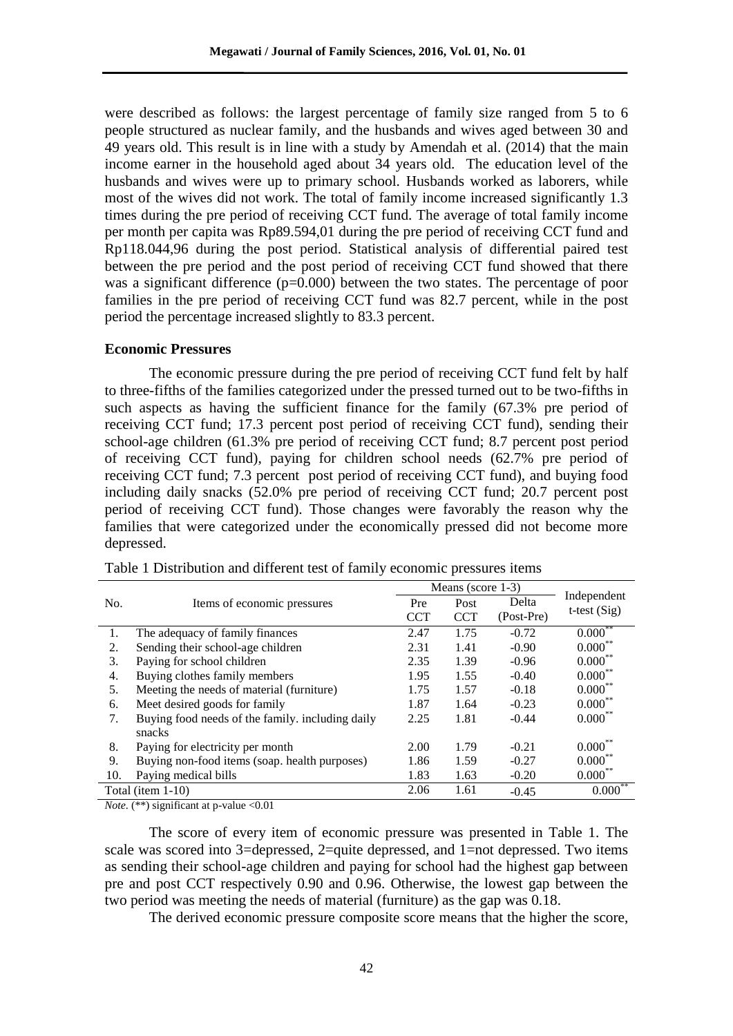were described as follows: the largest percentage of family size ranged from 5 to 6 people structured as nuclear family, and the husbands and wives aged between 30 and 49 years old. This result is in line with a study by Amendah et al. (2014) that the main income earner in the household aged about 34 years old. The education level of the husbands and wives were up to primary school. Husbands worked as laborers, while most of the wives did not work. The total of family income increased significantly 1.3 times during the pre period of receiving CCT fund. The average of total family income per month per capita was Rp89.594,01 during the pre period of receiving CCT fund and Rp118.044,96 during the post period. Statistical analysis of differential paired test between the pre period and the post period of receiving CCT fund showed that there was a significant difference (p=0.000) between the two states. The percentage of poor families in the pre period of receiving CCT fund was 82.7 percent, while in the post period the percentage increased slightly to 83.3 percent.

**Economic Pressures**

The economic pressure during the pre period of receiving CCT fund felt by half to three-fifths of the families categorized under the pressed turned out to be two-fifths in such aspects as having the sufficient finance for the family (67.3% pre period of receiving CCT fund; 17.3 percent post period of receiving CCT fund), sending their school-age children (61.3% pre period of receiving CCT fund; 8.7 percent post period of receiving CCT fund), paying for children school needs (62.7% pre period of receiving CCT fund; 7.3 percent post period of receiving CCT fund), and buying food including daily snacks (52.0% pre period of receiving CCT fund; 20.7 percent post period of receiving CCT fund). Those changes were favorably the reason why the families that were categorized under the economically pressed did not become more depressed.

Table 1 Distribution and different test of family economic pressures items

| No. | Items of economic pressures | Means (score 1-3) | | | Independent t-test (Sig) |
|---|---|---|---|---|---|
| | | Pre CCT | Post CCT | Delta (Post-Pre) | |
| 1. | The adequacy of family finances | 2.47 | 1.75 | -0.72 | 0.000** |
| 2. | Sending their school-age children | 2.31 | 1.41 | -0.90 | 0.000** |
| 3. | Paying for school children | 2.35 | 1.39 | -0.96 | 0.000** |
| 4. | Buying clothes family members | 1.95 | 1.55 | -0.40 | 0.000** |
| 5. | Meeting the needs of material (furniture) | 1.75 | 1.57 | -0.18 | 0.000** |
| 6. | Meet desired goods for family | 1.87 | 1.64 | -0.23 | 0.000** |
| 7. | Buying food needs of the family. including daily snacks | 2.25 | 1.81 | -0.44 | 0.000** |
| 8. | Paying for electricity per month | 2.00 | 1.79 | -0.21 | 0.000** |
| 9. | Buying non-food items (soap. health purposes) | 1.86 | 1.59 | -0.27 | 0.000** |
| 10. | Paying medical bills | 1.83 | 1.63 | -0.20 | 0.000** |
| Total (item 1-10) | | 2.06 | 1.61 | -0.45 | 0.000** |

*Note*. (**) significant at p-value <0.01

The score of every item of economic pressure was presented in Table 1. The scale was scored into 3=depressed, 2=quite depressed, and 1=not depressed. Two items as sending their school-age children and paying for school had the highest gap between pre and post CCT respectively 0.90 and 0.96. Otherwise, the lowest gap between the two period was meeting the needs of material (furniture) as the gap was 0.18.

The derived economic pressure composite score means that the higher the score,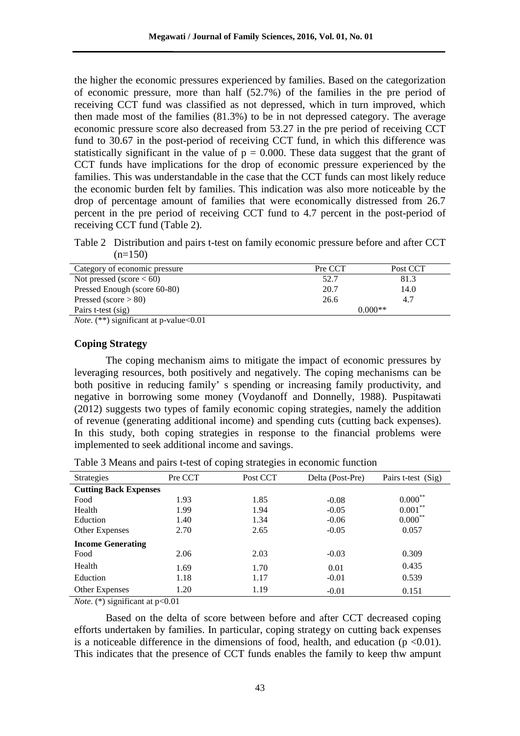the higher the economic pressures experienced by families. Based on the categorization of economic pressure, more than half (52.7%) of the families in the pre period of receiving CCT fund was classified as not depressed, which in turn improved, which then made most of the families (81.3%) to be in not depressed category. The average economic pressure score also decreased from 53.27 in the pre period of receiving CCT fund to 30.67 in the post-period of receiving CCT fund, in which this difference was statistically significant in the value of $p = 0.000$. These data suggest that the grant of CCT funds have implications for the drop of economic pressure experienced by the families. This was understandable in the case that the CCT funds can most likely reduce the economic burden felt by families. This indication was also more noticeable by the drop of percentage amount of families that were economically distressed from 26.7 percent in the pre period of receiving CCT fund to 4.7 percent in the post-period of receiving CCT fund (Table 2).

Table 2 Distribution and pairs t-test on family economic pressure before and after CCT (n=150)

| Category of economic pressure | Pre CCT | Post CCT |
|---|---|---|
| Not pressed (score < 60) | 52.7 | 81.3 |
| Pressed Enough (score 60-80) | 20.7 | 14.0 |
| Pressed (score > 80) | 26.6 | 4.7 |
| Pairs t-test (sig) | 0.000** | |

*Note*. (**) significant at p-value<0.01

### Coping Strategy

The coping mechanism aims to mitigate the impact of economic pressures by leveraging resources, both positively and negatively. The coping mechanisms can be both positive in reducing family' s spending or increasing family productivity, and negative in borrowing some money (Voydanoff and Donnelly, 1988). Puspitawati (2012) suggests two types of family economic coping strategies, namely the addition of revenue (generating additional income) and spending cuts (cutting back expenses). In this study, both coping strategies in response to the financial problems were implemented to seek additional income and savings.

Table 3 Means and pairs t-test of coping strategies in economic function

| Strategies | Pre CCT | Post CCT | Delta (Post-Pre) | Pairs t-test (Sig) |
|---|---|---|---|---|
| **Cutting Back Expenses** | | | | |
| Food | 1.93 | 1.85 | -0.08 | 0.000** |
| Health | 1.99 | 1.94 | -0.05 | 0.001** |
| Eduction | 1.40 | 1.34 | -0.06 | 0.000** |
| Other Expenses | 2.70 | 2.65 | -0.05 | 0.057 |
| **Income Generating** | | | | |
| Food | 2.06 | 2.03 | -0.03 | 0.309 |
| Health | 1.69 | 1.70 | 0.01 | 0.435 |
| Eduction | 1.18 | 1.17 | -0.01 | 0.539 |
| Other Expenses | 1.20 | 1.19 | -0.01 | 0.151 |

*Note*. (*) significant at p<0.01

Based on the delta of score between before and after CCT decreased coping efforts undertaken by families. In particular, coping strategy on cutting back expenses is a noticeable difference in the dimensions of food, health, and education ($p < 0.01$). This indicates that the presence of CCT funds enables the family to keep thw ampunt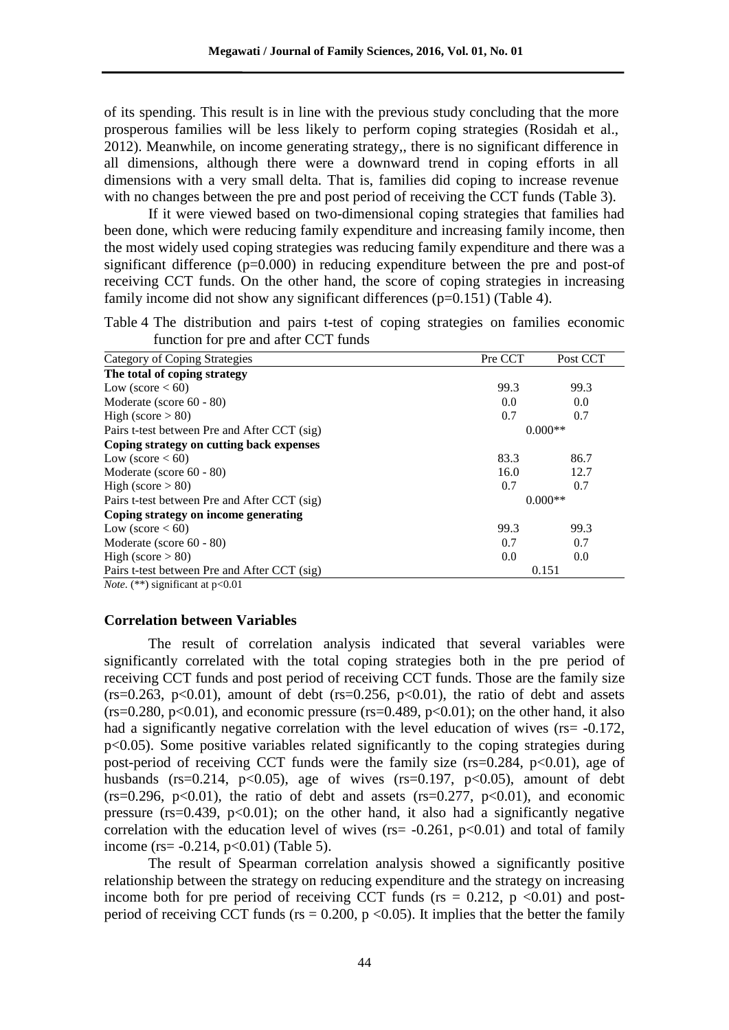of its spending. This result is in line with the previous study concluding that the more prosperous families will be less likely to perform coping strategies (Rosidah et al., 2012). Meanwhile, on income generating strategy,, there is no significant difference in all dimensions, although there were a downward trend in coping efforts in all dimensions with a very small delta. That is, families did coping to increase revenue with no changes between the pre and post period of receiving the CCT funds (Table 3).

If it were viewed based on two-dimensional coping strategies that families had been done, which were reducing family expenditure and increasing family income, then the most widely used coping strategies was reducing family expenditure and there was a significant difference ($p=0.000$) in reducing expenditure between the pre and post-of receiving CCT funds. On the other hand, the score of coping strategies in increasing family income did not show any significant differences ($p=0.151$) (Table 4).

Table 4 The distribution and pairs t-test of coping strategies on families economic function for pre and after CCT funds

| Category of Coping Strategies | Pre CCT | Post CCT |
|---|---|---|
| **The total of coping strategy** | | |
| Low (score < 60) | 99.3 | 99.3 |
| Moderate (score 60 - 80) | 0.0 | 0.0 |
| High (score > 80) | 0.7 | 0.7 |
| Pairs t-test between Pre and After CCT (sig) | 0.000** | |
| **Coping strategy on cutting back expenses** | | |
| Low (score < 60) | 83.3 | 86.7 |
| Moderate (score 60 - 80) | 16.0 | 12.7 |
| High (score > 80) | 0.7 | 0.7 |
| Pairs t-test between Pre and After CCT (sig) | 0.000** | |
| **Coping strategy on income generating** | | |
| Low (score < 60) | 99.3 | 99.3 |
| Moderate (score 60 - 80) | 0.7 | 0.7 |
| High (score > 80) | 0.0 | 0.0 |
| Pairs t-test between Pre and After CCT (sig) | 0.151 | |

*Note*. (**) significant at $p<0.01$

### Correlation between Variables

The result of correlation analysis indicated that several variables were significantly correlated with the total coping strategies both in the pre period of receiving CCT funds and post period of receiving CCT funds. Those are the family size ($rs=0.263$, $p<0.01$), amount of debt ($rs=0.256$, $p<0.01$), the ratio of debt and assets ($rs=0.280$, $p<0.01$), and economic pressure ($rs=0.489$, $p<0.01$); on the other hand, it also had a significantly negative correlation with the level education of wives ($rs= -0.172$, $p<0.05$). Some positive variables related significantly to the coping strategies during post-period of receiving CCT funds were the family size ($rs=0.284$, $p<0.01$), age of husbands ($rs=0.214$, $p<0.05$), age of wives ($rs=0.197$, $p<0.05$), amount of debt ($rs=0.296$, $p<0.01$), the ratio of debt and assets ($rs=0.277$, $p<0.01$), and economic pressure ($rs=0.439$, $p<0.01$); on the other hand, it also had a significantly negative correlation with the education level of wives ($rs= -0.261$, $p<0.01$) and total of family income ($rs= -0.214$, $p<0.01$) (Table 5).

The result of Spearman correlation analysis showed a significantly positive relationship between the strategy on reducing expenditure and the strategy on increasing income both for pre period of receiving CCT funds ($rs = 0.212$, $p<0.01$) and post-period of receiving CCT funds ($rs = 0.200$, $p<0.05$). It implies that the better the family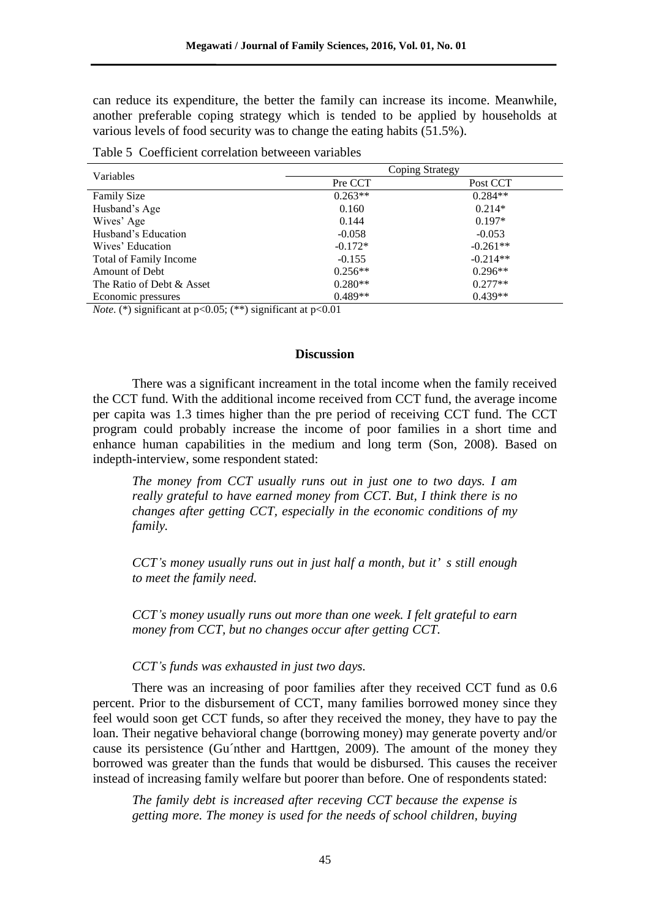can reduce its expenditure, the better the family can increase its income. Meanwhile, another preferable coping strategy which is tended to be applied by households at various levels of food security was to change the eating habits (51.5%).

Table 5 Coefficient correlation betweeen variables

| Variables | Coping Strategy | |
|---|---|---|
| | Pre CCT | Post CCT |
| Family Size | 0.263** | 0.284** |
| Husband's Age | 0.160 | 0.214* |
| Wives' Age | 0.144 | 0.197* |
| Husband's Education | -0.058 | -0.053 |
| Wives' Education | -0.172* | -0.261** |
| Total of Family Income | -0.155 | -0.214** |
| Amount of Debt | 0.256** | 0.296** |
| The Ratio of Debt & Asset | 0.280** | 0.277** |
| Economic pressures | 0.489** | 0.439** |

*Note*. (*) significant at $p<0.05$; (**) significant at $p<0.01$

## Discussion

There was a significant increament in the total income when the family received the CCT fund. With the additional income received from CCT fund, the average income per capita was 1.3 times higher than the pre period of receiving CCT fund. The CCT program could probably increase the income of poor families in a short time and enhance human capabilities in the medium and long term (Son, 2008). Based on indepth-interview, some respondent stated:

> *The money from CCT usually runs out in just one to two days. I am really grateful to have earned money from CCT. But, I think there is no changes after getting CCT, especially in the economic conditions of my family.*

> *CCT's money usually runs out in just half a month, but it' s still enough to meet the family need.*

> *CCT's money usually runs out more than one week. I felt grateful to earn money from CCT, but no changes occur after getting CCT.*

> *CCT's funds was exhausted in just two days.*

There was an increasing of poor families after they received CCT fund as 0.6 percent. Prior to the disbursement of CCT, many families borrowed money since they feel would soon get CCT funds, so after they received the money, they have to pay the loan. Their negative behavioral change (borrowing money) may generate poverty and/or cause its persistence (Gu´nther and Harttgen, 2009). The amount of the money they borrowed was greater than the funds that would be disbursed. This causes the receiver instead of increasing family welfare but poorer than before. One of respondents stated:

> *The family debt is increased after receving CCT because the expense is getting more. The money is used for the needs of school children, buying*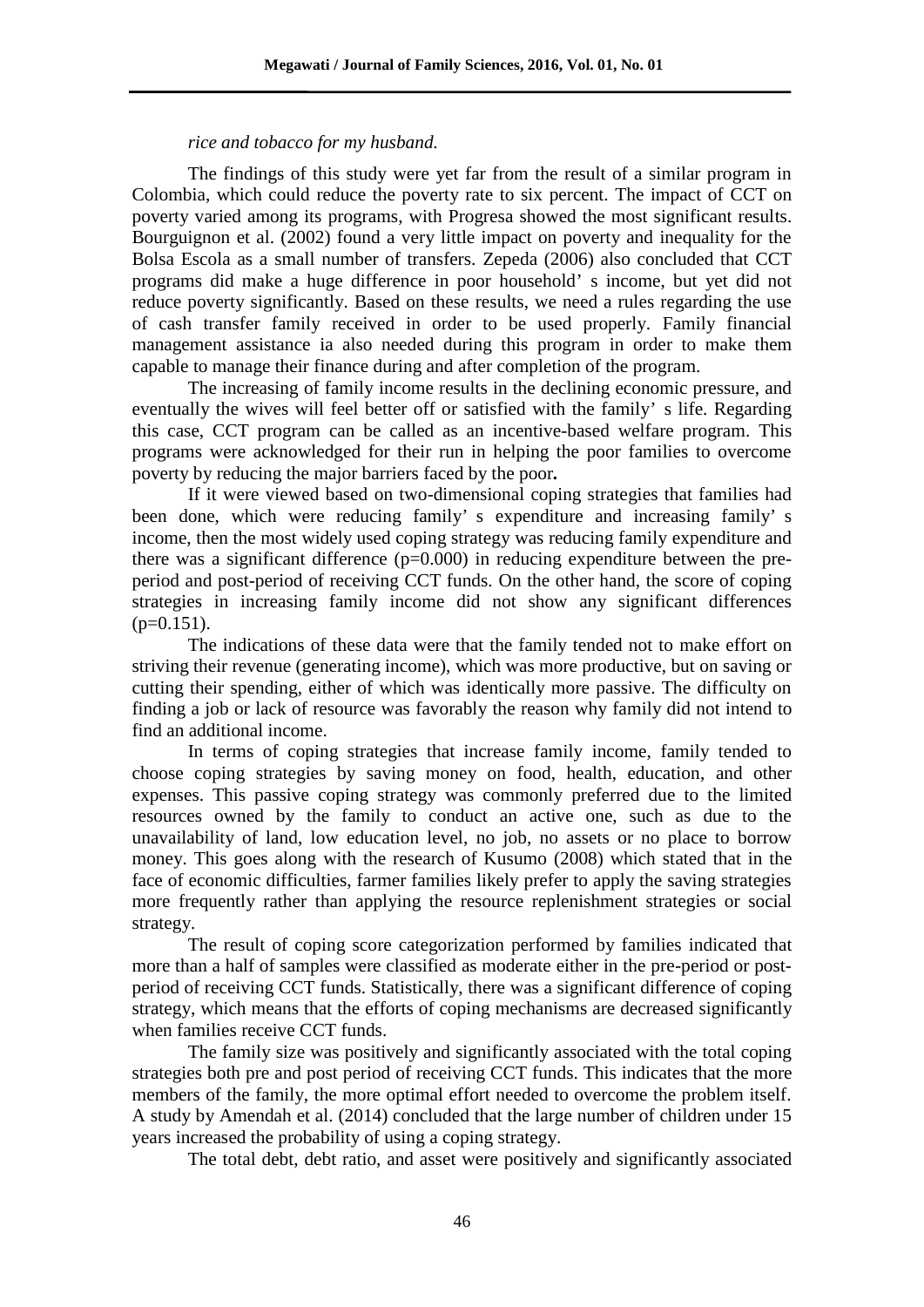*rice and tobacco for my husband.*

The findings of this study were yet far from the result of a similar program in Colombia, which could reduce the poverty rate to six percent. The impact of CCT on poverty varied among its programs, with Progresa showed the most significant results. Bourguignon et al. (2002) found a very little impact on poverty and inequality for the Bolsa Escola as a small number of transfers. Zepeda (2006) also concluded that CCT programs did make a huge difference in poor household' s income, but yet did not reduce poverty significantly. Based on these results, we need a rules regarding the use of cash transfer family received in order to be used properly. Family financial management assistance ia also needed during this program in order to make them capable to manage their finance during and after completion of the program.

The increasing of family income results in the declining economic pressure, and eventually the wives will feel better off or satisfied with the family' s life. Regarding this case, CCT program can be called as an incentive-based welfare program. This programs were acknowledged for their run in helping the poor families to overcome poverty by reducing the major barriers faced by the poor**.**

If it were viewed based on two-dimensional coping strategies that families had been done, which were reducing family' s expenditure and increasing family' s income, then the most widely used coping strategy was reducing family expenditure and there was a significant difference ($p=0.000$) in reducing expenditure between the pre-period and post-period of receiving CCT funds. On the other hand, the score of coping strategies in increasing family income did not show any significant differences ($p=0.151$).

The indications of these data were that the family tended not to make effort on striving their revenue (generating income), which was more productive, but on saving or cutting their spending, either of which was identically more passive. The difficulty on finding a job or lack of resource was favorably the reason why family did not intend to find an additional income.

In terms of coping strategies that increase family income, family tended to choose coping strategies by saving money on food, health, education, and other expenses. This passive coping strategy was commonly preferred due to the limited resources owned by the family to conduct an active one, such as due to the unavailability of land, low education level, no job, no assets or no place to borrow money. This goes along with the research of Kusumo (2008) which stated that in the face of economic difficulties, farmer families likely prefer to apply the saving strategies more frequently rather than applying the resource replenishment strategies or social strategy.

The result of coping score categorization performed by families indicated that more than a half of samples were classified as moderate either in the pre-period or post-period of receiving CCT funds. Statistically, there was a significant difference of coping strategy, which means that the efforts of coping mechanisms are decreased significantly when families receive CCT funds.

The family size was positively and significantly associated with the total coping strategies both pre and post period of receiving CCT funds. This indicates that the more members of the family, the more optimal effort needed to overcome the problem itself. A study by Amendah et al. (2014) concluded that the large number of children under 15 years increased the probability of using a coping strategy.

The total debt, debt ratio, and asset were positively and significantly associated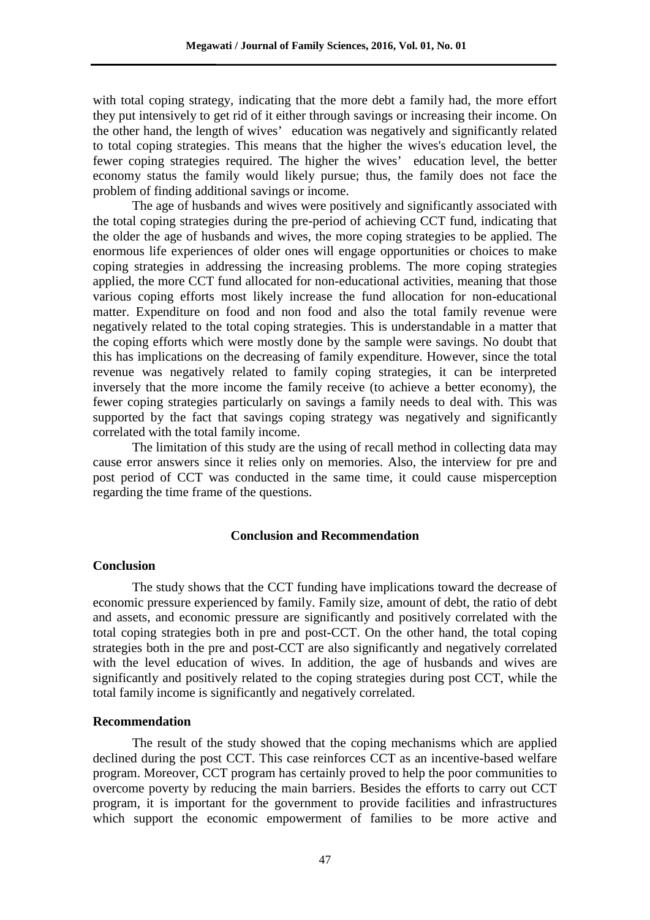with total coping strategy, indicating that the more debt a family had, the more effort they put intensively to get rid of it either through savings or increasing their income. On the other hand, the length of wives' education was negatively and significantly related to total coping strategies. This means that the higher the wives's education level, the fewer coping strategies required. The higher the wives' education level, the better economy status the family would likely pursue; thus, the family does not face the problem of finding additional savings or income.

The age of husbands and wives were positively and significantly associated with the total coping strategies during the pre-period of achieving CCT fund, indicating that the older the age of husbands and wives, the more coping strategies to be applied. The enormous life experiences of older ones will engage opportunities or choices to make coping strategies in addressing the increasing problems. The more coping strategies applied, the more CCT fund allocated for non-educational activities, meaning that those various coping efforts most likely increase the fund allocation for non-educational matter. Expenditure on food and non food and also the total family revenue were negatively related to the total coping strategies. This is understandable in a matter that the coping efforts which were mostly done by the sample were savings. No doubt that this has implications on the decreasing of family expenditure. However, since the total revenue was negatively related to family coping strategies, it can be interpreted inversely that the more income the family receive (to achieve a better economy), the fewer coping strategies particularly on savings a family needs to deal with. This was supported by the fact that savings coping strategy was negatively and significantly correlated with the total family income.

The limitation of this study are the using of recall method in collecting data may cause error answers since it relies only on memories. Also, the interview for pre and post period of CCT was conducted in the same time, it could cause misperception regarding the time frame of the questions.

## Conclusion and Recommendation

### Conclusion

The study shows that the CCT funding have implications toward the decrease of economic pressure experienced by family. Family size, amount of debt, the ratio of debt and assets, and economic pressure are significantly and positively correlated with the total coping strategies both in pre and post-CCT. On the other hand, the total coping strategies both in the pre and post-CCT are also significantly and negatively correlated with the level education of wives. In addition, the age of husbands and wives are significantly and positively related to the coping strategies during post CCT, while the total family income is significantly and negatively correlated.

### Recommendation

The result of the study showed that the coping mechanisms which are applied declined during the post CCT. This case reinforces CCT as an incentive-based welfare program. Moreover, CCT program has certainly proved to help the poor communities to overcome poverty by reducing the main barriers. Besides the efforts to carry out CCT program, it is important for the government to provide facilities and infrastructures which support the economic empowerment of families to be more active and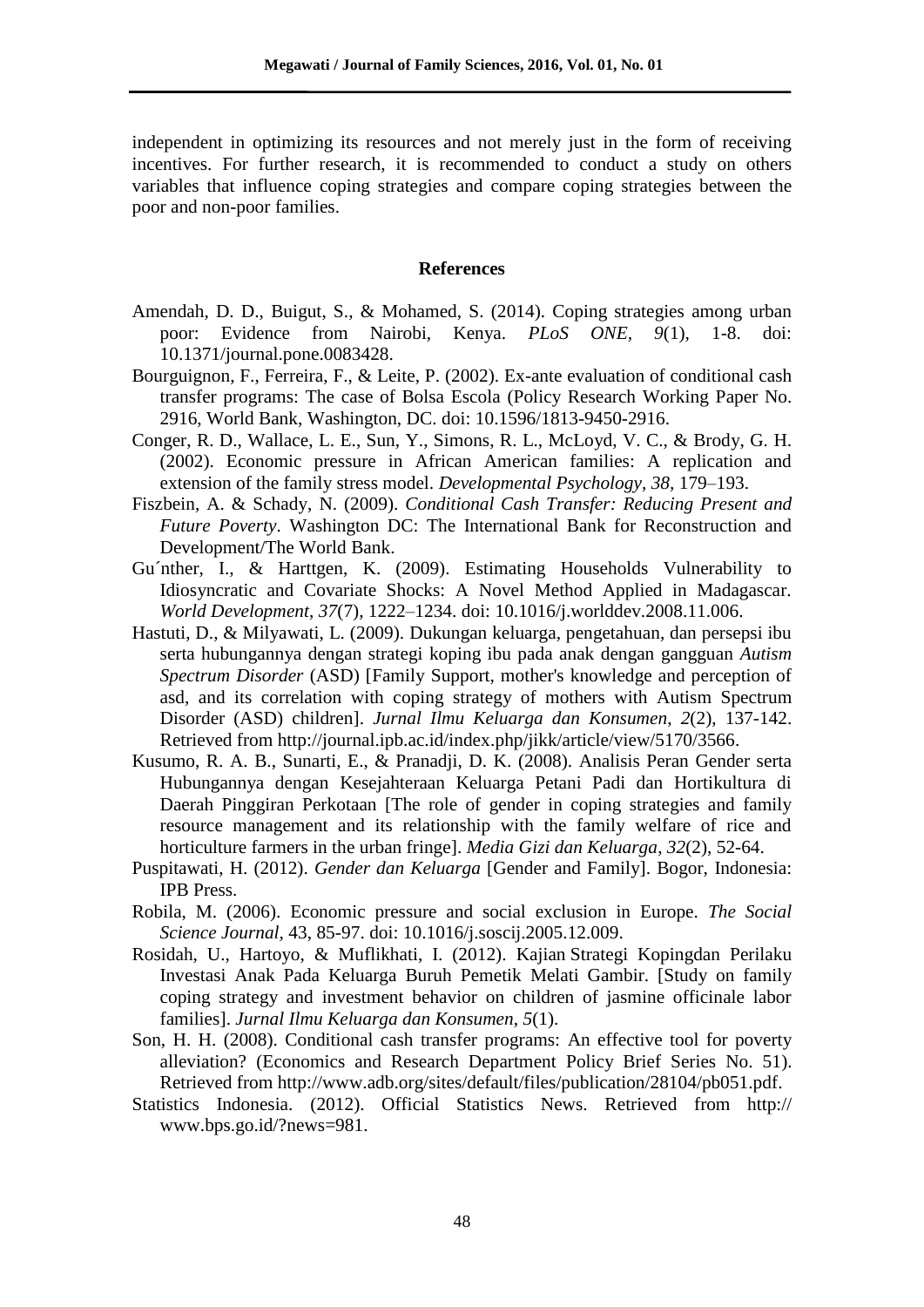independent in optimizing its resources and not merely just in the form of receiving incentives. For further research, it is recommended to conduct a study on others variables that influence coping strategies and compare coping strategies between the poor and non-poor families.

## References

Amendah, D. D., Buigut, S., & Mohamed, S. (2014). Coping strategies among urban poor: Evidence from Nairobi, Kenya. *PLoS ONE*, *9*(1), 1-8. doi: 10.1371/journal.pone.0083428.

Bourguignon, F., Ferreira, F., & Leite, P. (2002). Ex-ante evaluation of conditional cash transfer programs: The case of Bolsa Escola (Policy Research Working Paper No. 2916, World Bank, Washington, DC. doi: 10.1596/1813-9450-2916.

Conger, R. D., Wallace, L. E., Sun, Y., Simons, R. L., McLoyd, V. C., & Brody, G. H. (2002). Economic pressure in African American families: A replication and extension of the family stress model. *Developmental Psychology*, *38*, 179–193.

Fiszbein, A. & Schady, N. (2009). *Conditional Cash Transfer: Reducing Present and Future Poverty*. Washington DC: The International Bank for Reconstruction and Development/The World Bank.

Gu´nther, I., & Harttgen, K. (2009). Estimating Households Vulnerability to Idiosyncratic and Covariate Shocks: A Novel Method Applied in Madagascar. *World Development*, *37*(7), 1222–1234. doi: 10.1016/j.worlddev.2008.11.006.

Hastuti, D., & Milyawati, L. (2009). Dukungan keluarga, pengetahuan, dan persepsi ibu serta hubungannya dengan strategi koping ibu pada anak dengan gangguan *Autism Spectrum Disorder* (ASD) [Family Support, mother's knowledge and perception of asd, and its correlation with coping strategy of mothers with Autism Spectrum Disorder (ASD) children]. *Jurnal Ilmu Keluarga dan Konsumen*, *2*(2), 137-142. Retrieved from http://journal.ipb.ac.id/index.php/jikk/article/view/5170/3566.

Kusumo, R. A. B., Sunarti, E., & Pranadji, D. K. (2008). Analisis Peran Gender serta Hubungannya dengan Kesejahteraan Keluarga Petani Padi dan Hortikultura di Daerah Pinggiran Perkotaan [The role of gender in coping strategies and family resource management and its relationship with the family welfare of rice and horticulture farmers in the urban fringe]. *Media Gizi dan Keluarga*, *32*(2), 52-64.

Puspitawati, H. (2012). *Gender dan Keluarga* [Gender and Family]. Bogor, Indonesia: IPB Press.

Robila, M. (2006). Economic pressure and social exclusion in Europe. *The Social Science Journal*, 43, 85-97. doi: 10.1016/j.soscij.2005.12.009.

Rosidah, U., Hartoyo, & Muflikhati, I. (2012). Kajian Strategi Kopingdan Perilaku Investasi Anak Pada Keluarga Buruh Pemetik Melati Gambir. [Study on family coping strategy and investment behavior on children of jasmine officinale labor families]. *Jurnal Ilmu Keluarga dan Konsumen*, *5*(1).

Son, H. H. (2008). Conditional cash transfer programs: An effective tool for poverty alleviation? (Economics and Research Department Policy Brief Series No. 51). Retrieved from http://www.adb.org/sites/default/files/publication/28104/pb051.pdf.

Statistics Indonesia. (2012). Official Statistics News. Retrieved from http:// www.bps.go.id/?news=981.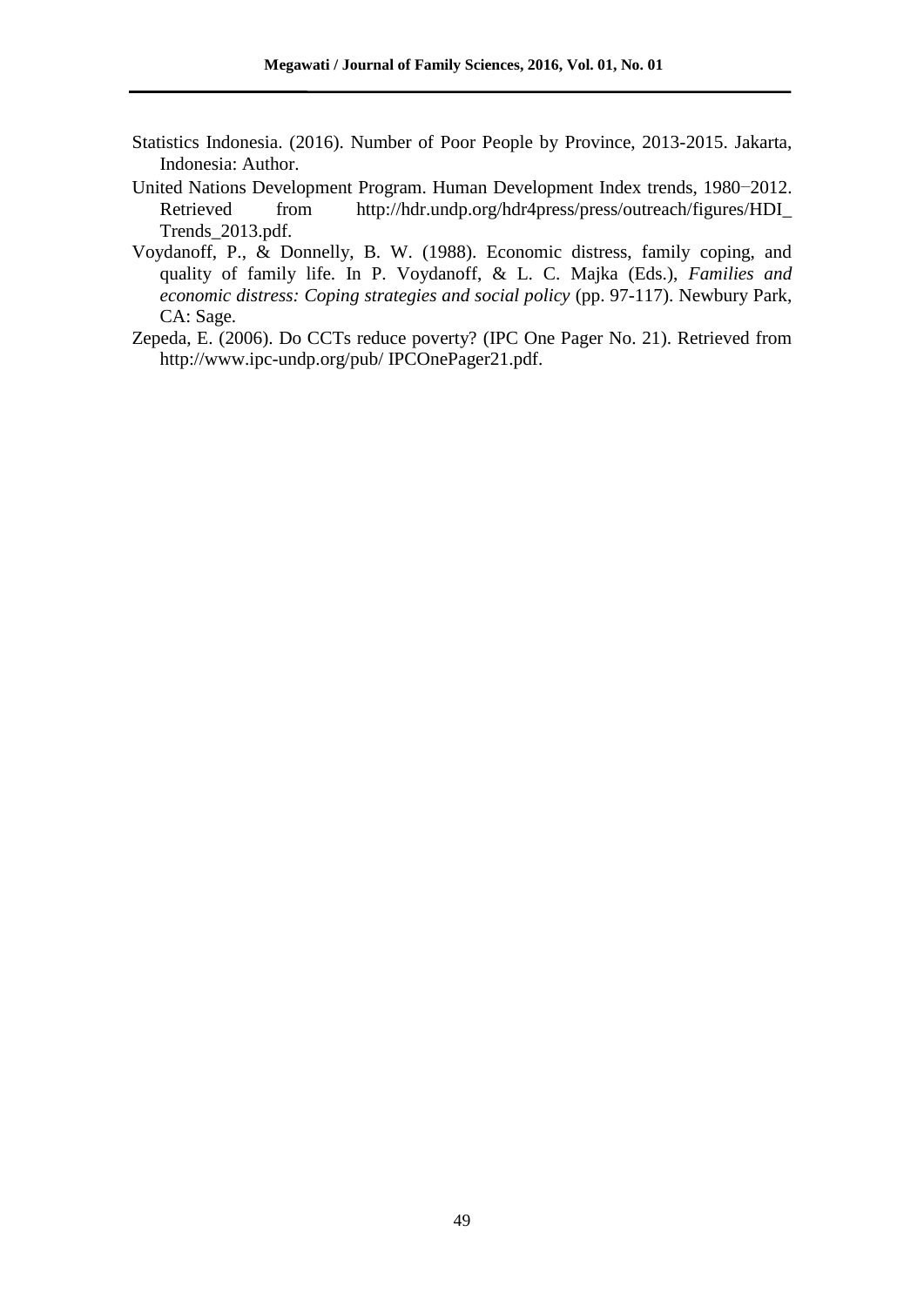Statistics Indonesia. (2016). Number of Poor People by Province, 2013-2015. Jakarta, Indonesia: Author.

United Nations Development Program. Human Development Index trends, 1980−2012. Retrieved from http://hdr.undp.org/hdr4press/press/outreach/figures/HDI_Trends_2013.pdf.

Voydanoff, P., & Donnelly, B. W. (1988). Economic distress, family coping, and quality of family life. In P. Voydanoff, & L. C. Majka (Eds.), *Families and economic distress: Coping strategies and social policy* (pp. 97-117). Newbury Park, CA: Sage.

Zepeda, E. (2006). Do CCTs reduce poverty? (IPC One Pager No. 21). Retrieved from http://www.ipc-undp.org/pub/ IPCOnePager21.pdf.